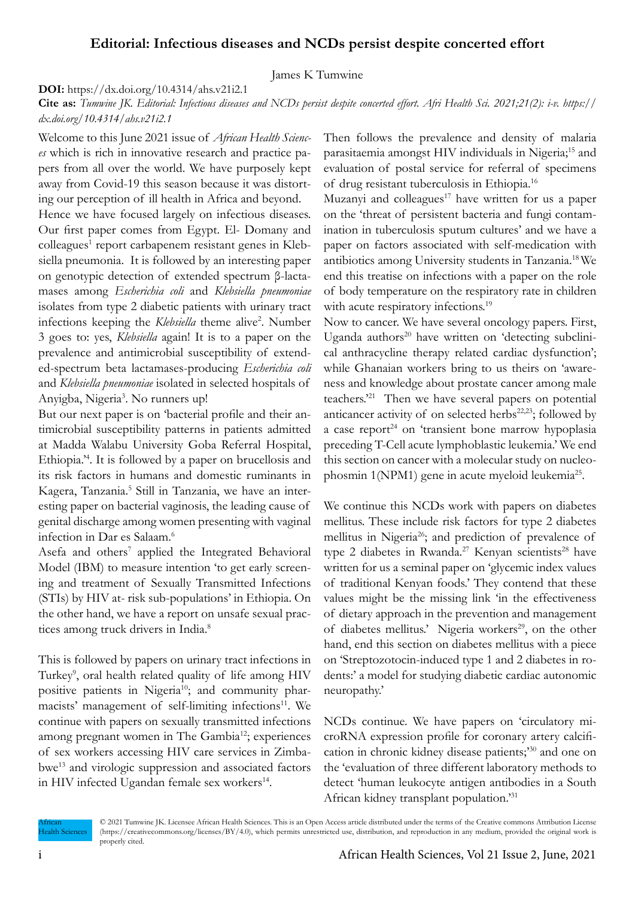# Editorial: Infectious diseases and NCDs persist despite concerted effort

James K Tumwine

**DOI:** https://dx.doi.org/10.4314/ahs.v21i2.1

**Cite as:** *Tumwine JK. Editorial: Infectious diseases and NCDs persist despite concerted effort. Afri Health Sci. 2021;21(2): i-v. https://dx.doi.org/10.4314/ahs.v21i2.1*

Welcome to this June 2021 issue of *African Health Sciences* which is rich in innovative research and practice papers from all over the world. We have purposely kept away from Covid-19 this season because it was distorting our perception of ill health in Africa and beyond.

Hence we have focused largely on infectious diseases. Our first paper comes from Egypt. El- Domany and colleagues[1] report carbapenem resistant genes in Klebsiella pneumonia. It is followed by an interesting paper on genotypic detection of extended spectrum β-lactamases among *Escherichia coli* and *Klebsiella pneumoniae* isolates from type 2 diabetic patients with urinary tract infections keeping the *Klebsiella* theme alive[2]. Number 3 goes to: yes, *Klebsiella* again! It is to a paper on the prevalence and antimicrobial susceptibility of extended-spectrum beta lactamases-producing *Escherichia coli* and *Klebsiella pneumoniae* isolated in selected hospitals of Anyigba, Nigeria[3]. No runners up!

But our next paper is on 'bacterial profile and their antimicrobial susceptibility patterns in patients admitted at Madda Walabu University Goba Referral Hospital, Ethiopia.'[4]. It is followed by a paper on brucellosis and its risk factors in humans and domestic ruminants in Kagera, Tanzania.[5] Still in Tanzania, we have an interesting paper on bacterial vaginosis, the leading cause of genital discharge among women presenting with vaginal infection in Dar es Salaam.[6]

Asefa and others[7] applied the Integrated Behavioral Model (IBM) to measure intention 'to get early screening and treatment of Sexually Transmitted Infections (STIs) by HIV at- risk sub-populations' in Ethiopia. On the other hand, we have a report on unsafe sexual practices among truck drivers in India.[8]

This is followed by papers on urinary tract infections in Turkey[9], oral health related quality of life among HIV positive patients in Nigeria[10]; and community pharmacists' management of self-limiting infections[11]. We continue with papers on sexually transmitted infections among pregnant women in The Gambia[12]; experiences of sex workers accessing HIV care services in Zimbabwe[13] and virologic suppression and associated factors in HIV infected Ugandan female sex workers[14].

Then follows the prevalence and density of malaria parasitaemia amongst HIV individuals in Nigeria;[15] and evaluation of postal service for referral of specimens of drug resistant tuberculosis in Ethiopia.[16]

Muzanyi and colleagues[17] have written for us a paper on the 'threat of persistent bacteria and fungi contamination in tuberculosis sputum cultures' and we have a paper on factors associated with self-medication with antibiotics among University students in Tanzania.[18] We end this treatise on infections with a paper on the role of body temperature on the respiratory rate in children with acute respiratory infections.[19]

Now to cancer. We have several oncology papers. First, Uganda authors[20] have written on 'detecting subclinical anthracycline therapy related cardiac dysfunction'; while Ghanaian workers bring to us theirs on 'awareness and knowledge about prostate cancer among male teachers.'[21] Then we have several papers on potential anticancer activity of on selected herbs[22,23]; followed by a case report[24] on 'transient bone marrow hypoplasia preceding T-Cell acute lymphoblastic leukemia.' We end this section on cancer with a molecular study on nucleophosmin 1(NPM1) gene in acute myeloid leukemia[25].

We continue this NCDs work with papers on diabetes mellitus. These include risk factors for type 2 diabetes mellitus in Nigeria[26]; and prediction of prevalence of type 2 diabetes in Rwanda.[27] Kenyan scientists[28] have written for us a seminal paper on 'glycemic index values of traditional Kenyan foods.' They contend that these values might be the missing link 'in the effectiveness of dietary approach in the prevention and management of diabetes mellitus.' Nigeria workers[29], on the other hand, end this section on diabetes mellitus with a piece on 'Streptozotocin-induced type 1 and 2 diabetes in rodents:' a model for studying diabetic cardiac autonomic neuropathy.'

NCDs continue. We have papers on 'circulatory microRNA expression profile for coronary artery calcification in chronic kidney disease patients;'[30] and one on the 'evaluation of three different laboratory methods to detect 'human leukocyte antigen antibodies in a South African kidney transplant population.'[31]

© 2021 Tumwine JK. Licensee African Health Sciences. This is an Open Access article distributed under the terms of the Creative commons Attribution License (https://creativecommons.org/licenses/BY/4.0), which permits unrestricted use, distribution, and reproduction in any medium, provided the original work is properly cited.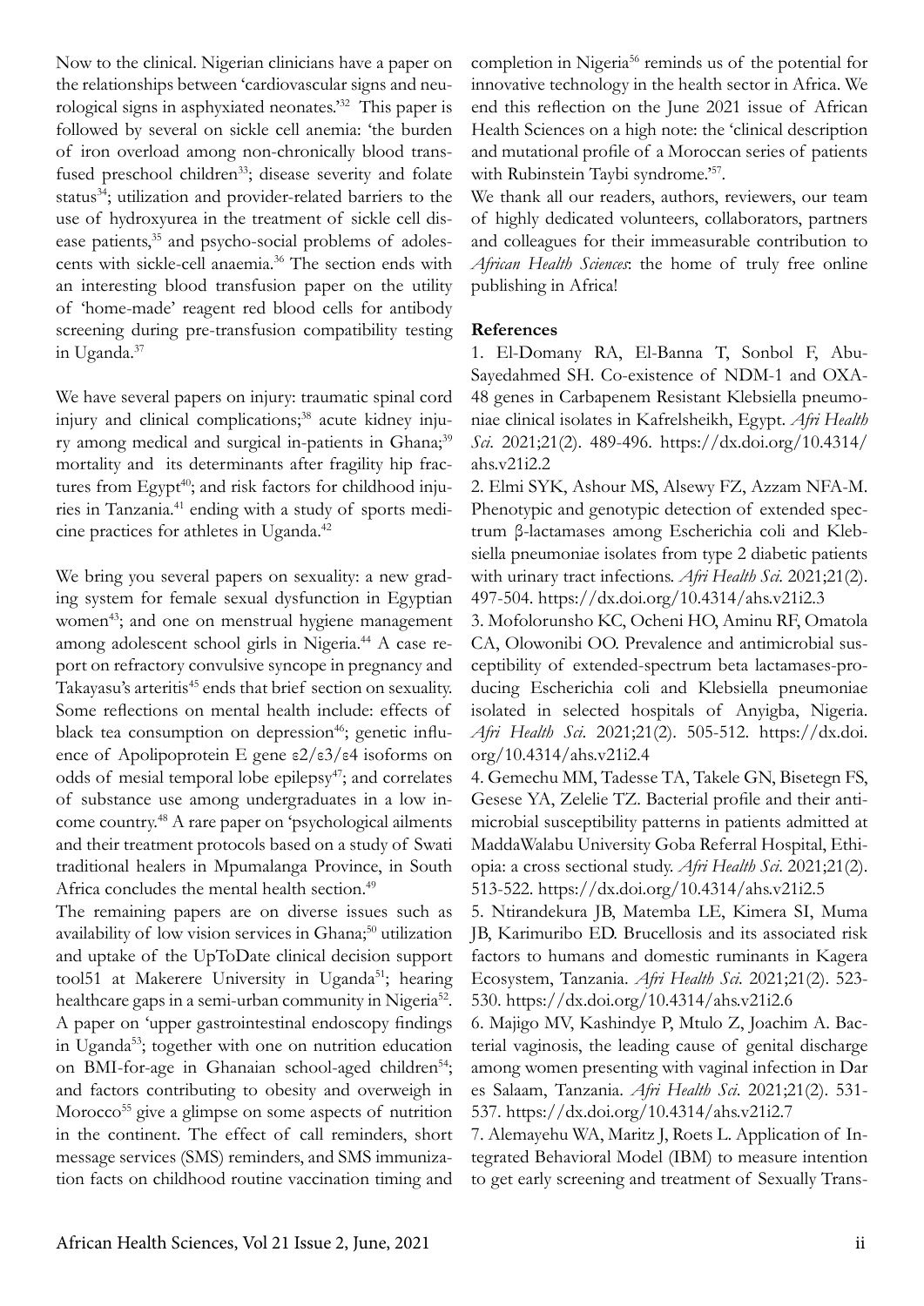Now to the clinical. Nigerian clinicians have a paper on the relationships between 'cardiovascular signs and neurological signs in asphyxiated neonates.'[32] This paper is followed by several on sickle cell anemia: 'the burden of iron overload among non-chronically blood transfused preschool children[33]; disease severity and folate status[34]; utilization and provider-related barriers to the use of hydroxyurea in the treatment of sickle cell disease patients,[35] and psycho-social problems of adolescents with sickle-cell anaemia.[36] The section ends with an interesting blood transfusion paper on the utility of 'home-made' reagent red blood cells for antibody screening during pre-transfusion compatibility testing in Uganda.[37]

We have several papers on injury: traumatic spinal cord injury and clinical complications;[38] acute kidney injury among medical and surgical in-patients in Ghana;[39] mortality and its determinants after fragility hip fractures from Egypt[40]; and risk factors for childhood injuries in Tanzania.[41] ending with a study of sports medicine practices for athletes in Uganda.[42]

We bring you several papers on sexuality: a new grading system for female sexual dysfunction in Egyptian women[43]; and one on menstrual hygiene management among adolescent school girls in Nigeria.[44] A case report on refractory convulsive syncope in pregnancy and Takayasu's arteritis[45] ends that brief section on sexuality. Some reflections on mental health include: effects of black tea consumption on depression[46]; genetic influence of Apolipoprotein E gene ε2/ε3/ε4 isoforms on odds of mesial temporal lobe epilepsy[47]; and correlates of substance use among undergraduates in a low income country.[48] A rare paper on 'psychological ailments and their treatment protocols based on a study of Swati traditional healers in Mpumalanga Province, in South Africa concludes the mental health section.[49]

The remaining papers are on diverse issues such as availability of low vision services in Ghana;[50] utilization and uptake of the UpToDate clinical decision support tool51 at Makerere University in Uganda[51]; hearing healthcare gaps in a semi-urban community in Nigeria[52]. A paper on 'upper gastrointestinal endoscopy findings in Uganda[53]; together with one on nutrition education on BMI-for-age in Ghanaian school-aged children[54]; and factors contributing to obesity and overweigh in Morocco[55] give a glimpse on some aspects of nutrition in the continent. The effect of call reminders, short message services (SMS) reminders, and SMS immunization facts on childhood routine vaccination timing and completion in Nigeria[56] reminds us of the potential for innovative technology in the health sector in Africa. We end this reflection on the June 2021 issue of African Health Sciences on a high note: the 'clinical description and mutational profile of a Moroccan series of patients with Rubinstein Taybi syndrome.'[57].

We thank all our readers, authors, reviewers, our team of highly dedicated volunteers, collaborators, partners and colleagues for their immeasurable contribution to *African Health Sciences*: the home of truly free online publishing in Africa!

**References**

1. El-Domany RA, El-Banna T, Sonbol F, Abu-Sayedahmed SH. Co-existence of NDM-1 and OXA-48 genes in Carbapenem Resistant Klebsiella pneumoniae clinical isolates in Kafrelsheikh, Egypt. *Afri Health Sci*. 2021;21(2). 489-496. https://dx.doi.org/10.4314/ahs.v21i2.2

2. Elmi SYK, Ashour MS, Alsewy FZ, Azzam NFA-M. Phenotypic and genotypic detection of extended spectrum β-lactamases among Escherichia coli and Klebsiella pneumoniae isolates from type 2 diabetic patients with urinary tract infections. *Afri Health Sci*. 2021;21(2). 497-504. https://dx.doi.org/10.4314/ahs.v21i2.3

3. Mofolorunsho KC, Ocheni HO, Aminu RF, Omatola CA, Olowonibi OO. Prevalence and antimicrobial susceptibility of extended-spectrum beta lactamases-producing Escherichia coli and Klebsiella pneumoniae isolated in selected hospitals of Anyigba, Nigeria. *Afri Health Sci*. 2021;21(2). 505-512. https://dx.doi.org/10.4314/ahs.v21i2.4

4. Gemechu MM, Tadesse TA, Takele GN, Bisetegn FS, Gesese YA, Zelelie TZ. Bacterial profile and their antimicrobial susceptibility patterns in patients admitted at MaddaWalabu University Goba Referral Hospital, Ethiopia: a cross sectional study. *Afri Health Sci*. 2021;21(2). 513-522. https://dx.doi.org/10.4314/ahs.v21i2.5

5. Ntirandekura JB, Matemba LE, Kimera SI, Muma JB, Karimuribo ED. Brucellosis and its associated risk factors to humans and domestic ruminants in Kagera Ecosystem, Tanzania. *Afri Health Sci*. 2021;21(2). 523-530. https://dx.doi.org/10.4314/ahs.v21i2.6

6. Majigo MV, Kashindye P, Mtulo Z, Joachim A. Bacterial vaginosis, the leading cause of genital discharge among women presenting with vaginal infection in Dar es Salaam, Tanzania. *Afri Health Sci*. 2021;21(2). 531-537. https://dx.doi.org/10.4314/ahs.v21i2.7

7. Alemayehu WA, Maritz J, Roets L. Application of Integrated Behavioral Model (IBM) to measure intention to get early screening and treatment of Sexually Trans-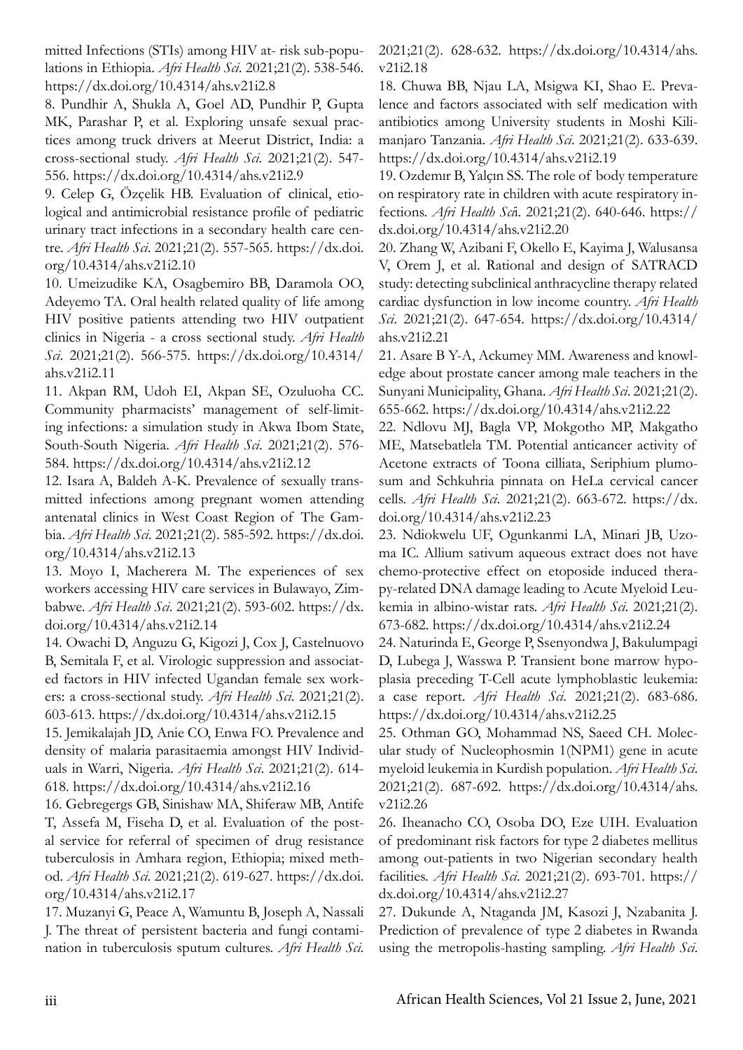mitted Infections (STIs) among HIV at- risk sub-populations in Ethiopia. *Afri Health Sci*. 2021;21(2). 538-546. https://dx.doi.org/10.4314/ahs.v21i2.8

8. Pundhir A, Shukla A, Goel AD, Pundhir P, Gupta MK, Parashar P, et al. Exploring unsafe sexual practices among truck drivers at Meerut District, India: a cross-sectional study. *Afri Health Sci*. 2021;21(2). 547-556. https://dx.doi.org/10.4314/ahs.v21i2.9

9. Celep G, Özçelik HB. Evaluation of clinical, etiological and antimicrobial resistance profile of pediatric urinary tract infections in a secondary health care centre. *Afri Health Sci*. 2021;21(2). 557-565. https://dx.doi.org/10.4314/ahs.v21i2.10

10. Umeizudike KA, Osagbemiro BB, Daramola OO, Adeyemo TA. Oral health related quality of life among HIV positive patients attending two HIV outpatient clinics in Nigeria - a cross sectional study. *Afri Health Sci*. 2021;21(2). 566-575. https://dx.doi.org/10.4314/ahs.v21i2.11

11. Akpan RM, Udoh EI, Akpan SE, Ozuluoha CC. Community pharmacists' management of self-limiting infections: a simulation study in Akwa Ibom State, South-South Nigeria. *Afri Health Sci*. 2021;21(2). 576-584. https://dx.doi.org/10.4314/ahs.v21i2.12

12. Isara A, Baldeh A-K. Prevalence of sexually transmitted infections among pregnant women attending antenatal clinics in West Coast Region of The Gambia. *Afri Health Sci*. 2021;21(2). 585-592. https://dx.doi.org/10.4314/ahs.v21i2.13

13. Moyo I, Macherera M. The experiences of sex workers accessing HIV care services in Bulawayo, Zimbabwe. *Afri Health Sci*. 2021;21(2). 593-602. https://dx.doi.org/10.4314/ahs.v21i2.14

14. Owachi D, Anguzu G, Kigozi J, Cox J, Castelnuovo B, Semitala F, et al. Virologic suppression and associated factors in HIV infected Ugandan female sex workers: a cross-sectional study. *Afri Health Sci*. 2021;21(2). 603-613. https://dx.doi.org/10.4314/ahs.v21i2.15

15. Jemikalajah JD, Anie CO, Enwa FO. Prevalence and density of malaria parasitaemia amongst HIV Individuals in Warri, Nigeria. *Afri Health Sci*. 2021;21(2). 614-618. https://dx.doi.org/10.4314/ahs.v21i2.16

16. Gebregergs GB, Sinishaw MA, Shiferaw MB, Antife T, Assefa M, Fiseha D, et al. Evaluation of the postal service for referral of specimen of drug resistance tuberculosis in Amhara region, Ethiopia; mixed method. *Afri Health Sci*. 2021;21(2). 619-627. https://dx.doi.org/10.4314/ahs.v21i2.17

17. Muzanyi G, Peace A, Wamuntu B, Joseph A, Nassali J. The threat of persistent bacteria and fungi contamination in tuberculosis sputum cultures. *Afri Health Sci*. 2021;21(2). 628-632. https://dx.doi.org/10.4314/ahs.v21i2.18

18. Chuwa BB, Njau LA, Msigwa KI, Shao E. Prevalence and factors associated with self medication with antibiotics among University students in Moshi Kilimanjaro Tanzania. *Afri Health Sci*. 2021;21(2). 633-639. https://dx.doi.org/10.4314/ahs.v21i2.19

19. Ozdemır B, Yalçın SS. The role of body temperature on respiratory rate in children with acute respiratory infections. *Afri Health Sci*. 2021;21(2). 640-646. https://dx.doi.org/10.4314/ahs.v21i2.20

20. Zhang W, Azibani F, Okello E, Kayima J, Walusansa V, Orem J, et al. Rational and design of SATRACD study: detecting subclinical anthracycline therapy related cardiac dysfunction in low income country. *Afri Health Sci*. 2021;21(2). 647-654. https://dx.doi.org/10.4314/ahs.v21i2.21

21. Asare B Y-A, Ackumey MM. Awareness and knowledge about prostate cancer among male teachers in the Sunyani Municipality, Ghana. *Afri Health Sci*. 2021;21(2). 655-662. https://dx.doi.org/10.4314/ahs.v21i2.22

22. Ndlovu MJ, Bagla VP, Mokgotho MP, Makgatho ME, Matsebatlela TM. Potential anticancer activity of Acetone extracts of Toona cilliata, Seriphium plumosum and Schkuhria pinnata on HeLa cervical cancer cells. *Afri Health Sci*. 2021;21(2). 663-672. https://dx.doi.org/10.4314/ahs.v21i2.23

23. Ndiokwelu UF, Ogunkanmi LA, Minari JB, Uzoma IC. Allium sativum aqueous extract does not have chemo-protective effect on etoposide induced therapy-related DNA damage leading to Acute Myeloid Leukemia in albino-wistar rats. *Afri Health Sci*. 2021;21(2). 673-682. https://dx.doi.org/10.4314/ahs.v21i2.24

24. Naturinda E, George P, Ssenyondwa J, Bakulumpagi D, Lubega J, Wasswa P. Transient bone marrow hypoplasia preceding T-Cell acute lymphoblastic leukemia: a case report. *Afri Health Sci*. 2021;21(2). 683-686. https://dx.doi.org/10.4314/ahs.v21i2.25

25. Othman GO, Mohammad NS, Saeed CH. Molecular study of Nucleophosmin 1(NPM1) gene in acute myeloid leukemia in Kurdish population. *Afri Health Sci*. 2021;21(2). 687-692. https://dx.doi.org/10.4314/ahs.v21i2.26

26. Iheanacho CO, Osoba DO, Eze UIH. Evaluation of predominant risk factors for type 2 diabetes mellitus among out-patients in two Nigerian secondary health facilities. *Afri Health Sci*. 2021;21(2). 693-701. https://dx.doi.org/10.4314/ahs.v21i2.27

27. Dukunde A, Ntaganda JM, Kasozi J, Nzabanita J. Prediction of prevalence of type 2 diabetes in Rwanda using the metropolis-hasting sampling. *Afri Health Sci*.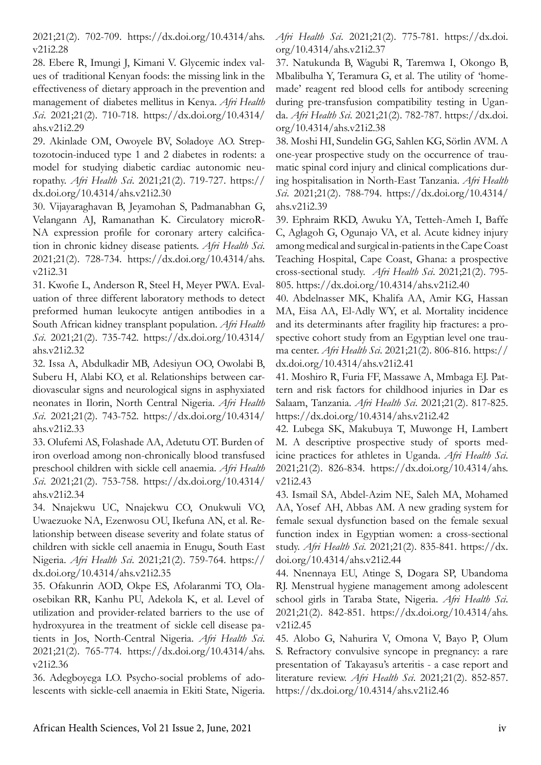2021;21(2). 702-709. https://dx.doi.org/10.4314/ahs.v21i2.28

28. Ebere R, Imungi J, Kimani V. Glycemic index values of traditional Kenyan foods: the missing link in the effectiveness of dietary approach in the prevention and management of diabetes mellitus in Kenya. *Afri Health Sci*. 2021;21(2). 710-718. https://dx.doi.org/10.4314/ahs.v21i2.29

29. Akinlade OM, Owoyele BV, Soladoye AO. Streptozotocin-induced type 1 and 2 diabetes in rodents: a model for studying diabetic cardiac autonomic neuropathy. *Afri Health Sci*. 2021;21(2). 719-727. https://dx.doi.org/10.4314/ahs.v21i2.30

30. Vijayaraghavan B, Jeyamohan S, Padmanabhan G, Velangann AJ, Ramanathan K. Circulatory microRNA expression profile for coronary artery calcification in chronic kidney disease patients. *Afri Health Sci*. 2021;21(2). 728-734. https://dx.doi.org/10.4314/ahs.v21i2.31

31. Kwofie L, Anderson R, Steel H, Meyer PWA. Evaluation of three different laboratory methods to detect preformed human leukocyte antigen antibodies in a South African kidney transplant population. *Afri Health Sci*. 2021;21(2). 735-742. https://dx.doi.org/10.4314/ahs.v21i2.32

32. Issa A, Abdulkadir MB, Adesiyun OO, Owolabi B, Suberu H, Alabi KO, et al. Relationships between cardiovascular signs and neurological signs in asphyxiated neonates in Ilorin, North Central Nigeria. *Afri Health Sci*. 2021;21(2). 743-752. https://dx.doi.org/10.4314/ahs.v21i2.33

33. Olufemi AS, Folashade AA, Adetutu OT. Burden of iron overload among non-chronically blood transfused preschool children with sickle cell anaemia. *Afri Health Sci*. 2021;21(2). 753-758. https://dx.doi.org/10.4314/ahs.v21i2.34

34. Nnajekwu UC, Nnajekwu CO, Onukwuli VO, Uwaezuoke NA, Ezenwosu OU, Ikefuna AN, et al. Relationship between disease severity and folate status of children with sickle cell anaemia in Enugu, South East Nigeria. *Afri Health Sci*. 2021;21(2). 759-764. https://dx.doi.org/10.4314/ahs.v21i2.35

35. Ofakunrin AOD, Okpe ES, Afolaranmi TO, Olaosebikan RR, Kanhu PU, Adekola K, et al. Level of utilization and provider-related barriers to the use of hydroxyurea in the treatment of sickle cell disease patients in Jos, North-Central Nigeria. *Afri Health Sci*. 2021;21(2). 765-774. https://dx.doi.org/10.4314/ahs.v21i2.36

36. Adegboyega LO. Psycho-social problems of adolescents with sickle-cell anaemia in Ekiti State, Nigeria. *Afri Health Sci*. 2021;21(2). 775-781. https://dx.doi.org/10.4314/ahs.v21i2.37

37. Natukunda B, Wagubi R, Taremwa I, Okongo B, Mbalibulha Y, Teramura G, et al. The utility of 'home-made' reagent red blood cells for antibody screening during pre-transfusion compatibility testing in Uganda. *Afri Health Sci*. 2021;21(2). 782-787. https://dx.doi.org/10.4314/ahs.v21i2.38

38. Moshi HI, Sundelin GG, Sahlen KG, Sörlin AVM. A one-year prospective study on the occurrence of traumatic spinal cord injury and clinical complications during hospitalisation in North-East Tanzania. *Afri Health Sci*. 2021;21(2). 788-794. https://dx.doi.org/10.4314/ahs.v21i2.39

39. Ephraim RKD, Awuku YA, Tetteh-Ameh I, Baffe C, Aglagoh G, Ogunajo VA, et al. Acute kidney injury among medical and surgical in-patients in the Cape Coast Teaching Hospital, Cape Coast, Ghana: a prospective cross-sectional study. *Afri Health Sci*. 2021;21(2). 795-805. https://dx.doi.org/10.4314/ahs.v21i2.40

40. Abdelnasser MK, Khalifa AA, Amir KG, Hassan MA, Eisa AA, El-Adly WY, et al. Mortality incidence and its determinants after fragility hip fractures: a prospective cohort study from an Egyptian level one trauma center. *Afri Health Sci*. 2021;21(2). 806-816. https://dx.doi.org/10.4314/ahs.v21i2.41

41. Moshiro R, Furia FF, Massawe A, Mmbaga EJ. Pattern and risk factors for childhood injuries in Dar es Salaam, Tanzania. *Afri Health Sci*. 2021;21(2). 817-825. https://dx.doi.org/10.4314/ahs.v21i2.42

42. Lubega SK, Makubuya T, Muwonge H, Lambert M. A descriptive prospective study of sports medicine practices for athletes in Uganda. *Afri Health Sci*. 2021;21(2). 826-834. https://dx.doi.org/10.4314/ahs.v21i2.43

43. Ismail SA, Abdel-Azim NE, Saleh MA, Mohamed AA, Yosef AH, Abbas AM. A new grading system for female sexual dysfunction based on the female sexual function index in Egyptian women: a cross-sectional study. *Afri Health Sci*. 2021;21(2). 835-841. https://dx.doi.org/10.4314/ahs.v21i2.44

44. Nnennaya EU, Atinge S, Dogara SP, Ubandoma RJ. Menstrual hygiene management among adolescent school girls in Taraba State, Nigeria. *Afri Health Sci*. 2021;21(2). 842-851. https://dx.doi.org/10.4314/ahs.v21i2.45

45. Alobo G, Nahurira V, Omona V, Bayo P, Olum S. Refractory convulsive syncope in pregnancy: a rare presentation of Takayasu's arteritis - a case report and literature review. *Afri Health Sci*. 2021;21(2). 852-857. https://dx.doi.org/10.4314/ahs.v21i2.46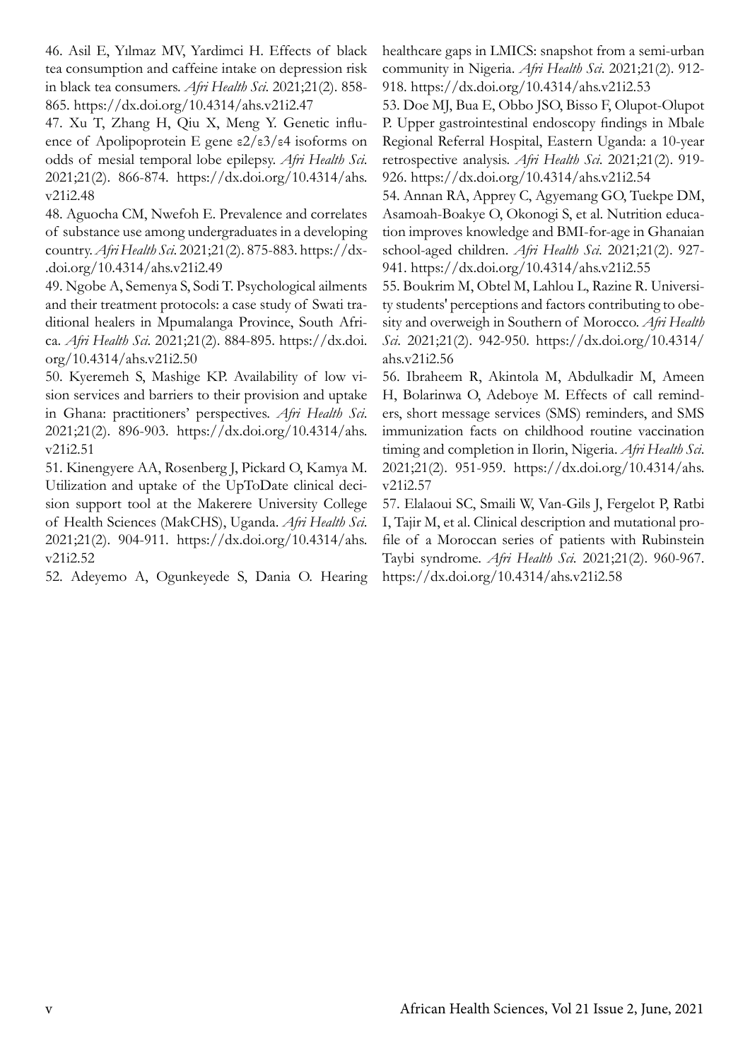46. Asil E, Yılmaz MV, Yardimci H. Effects of black tea consumption and caffeine intake on depression risk in black tea consumers. *Afri Health Sci*. 2021;21(2). 858-865. https://dx.doi.org/10.4314/ahs.v21i2.47

47. Xu T, Zhang H, Qiu X, Meng Y. Genetic influence of Apolipoprotein E gene ε2/ε3/ε4 isoforms on odds of mesial temporal lobe epilepsy. *Afri Health Sci*. 2021;21(2). 866-874. https://dx.doi.org/10.4314/ahs.v21i2.48

48. Aguocha CM, Nwefoh E. Prevalence and correlates of substance use among undergraduates in a developing country. *Afri Health Sci*. 2021;21(2). 875-883. https://dx.doi.org/10.4314/ahs.v21i2.49

49. Ngobe A, Semenya S, Sodi T. Psychological ailments and their treatment protocols: a case study of Swati traditional healers in Mpumalanga Province, South Africa. *Afri Health Sci*. 2021;21(2). 884-895. https://dx.doi.org/10.4314/ahs.v21i2.50

50. Kyeremeh S, Mashige KP. Availability of low vision services and barriers to their provision and uptake in Ghana: practitioners' perspectives. *Afri Health Sci*. 2021;21(2). 896-903. https://dx.doi.org/10.4314/ahs.v21i2.51

51. Kinengyere AA, Rosenberg J, Pickard O, Kamya M. Utilization and uptake of the UpToDate clinical decision support tool at the Makerere University College of Health Sciences (MakCHS), Uganda. *Afri Health Sci*. 2021;21(2). 904-911. https://dx.doi.org/10.4314/ahs.v21i2.52

52. Adeyemo A, Ogunkeyede S, Dania O. Hearing healthcare gaps in LMICS: snapshot from a semi-urban community in Nigeria. *Afri Health Sci*. 2021;21(2). 912-918. https://dx.doi.org/10.4314/ahs.v21i2.53

53. Doe MJ, Bua E, Obbo JSO, Bisso F, Olupot-Olupot P. Upper gastrointestinal endoscopy findings in Mbale Regional Referral Hospital, Eastern Uganda: a 10-year retrospective analysis. *Afri Health Sci*. 2021;21(2). 919-926. https://dx.doi.org/10.4314/ahs.v21i2.54

54. Annan RA, Apprey C, Agyemang GO, Tuekpe DM, Asamoah-Boakye O, Okonogi S, et al. Nutrition education improves knowledge and BMI-for-age in Ghanaian school-aged children. *Afri Health Sci*. 2021;21(2). 927-941. https://dx.doi.org/10.4314/ahs.v21i2.55

55. Boukrim M, Obtel M, Lahlou L, Razine R. University students' perceptions and factors contributing to obesity and overweigh in Southern of Morocco. *Afri Health Sci*. 2021;21(2). 942-950. https://dx.doi.org/10.4314/ahs.v21i2.56

56. Ibraheem R, Akintola M, Abdulkadir M, Ameen H, Bolarinwa O, Adeboye M. Effects of call reminders, short message services (SMS) reminders, and SMS immunization facts on childhood routine vaccination timing and completion in Ilorin, Nigeria. *Afri Health Sci*. 2021;21(2). 951-959. https://dx.doi.org/10.4314/ahs.v21i2.57

57. Elalaoui SC, Smaili W, Van-Gils J, Fergelot P, Ratbi I, Tajir M, et al. Clinical description and mutational profile of a Moroccan series of patients with Rubinstein Taybi syndrome. *Afri Health Sci*. 2021;21(2). 960-967. https://dx.doi.org/10.4314/ahs.v21i2.58